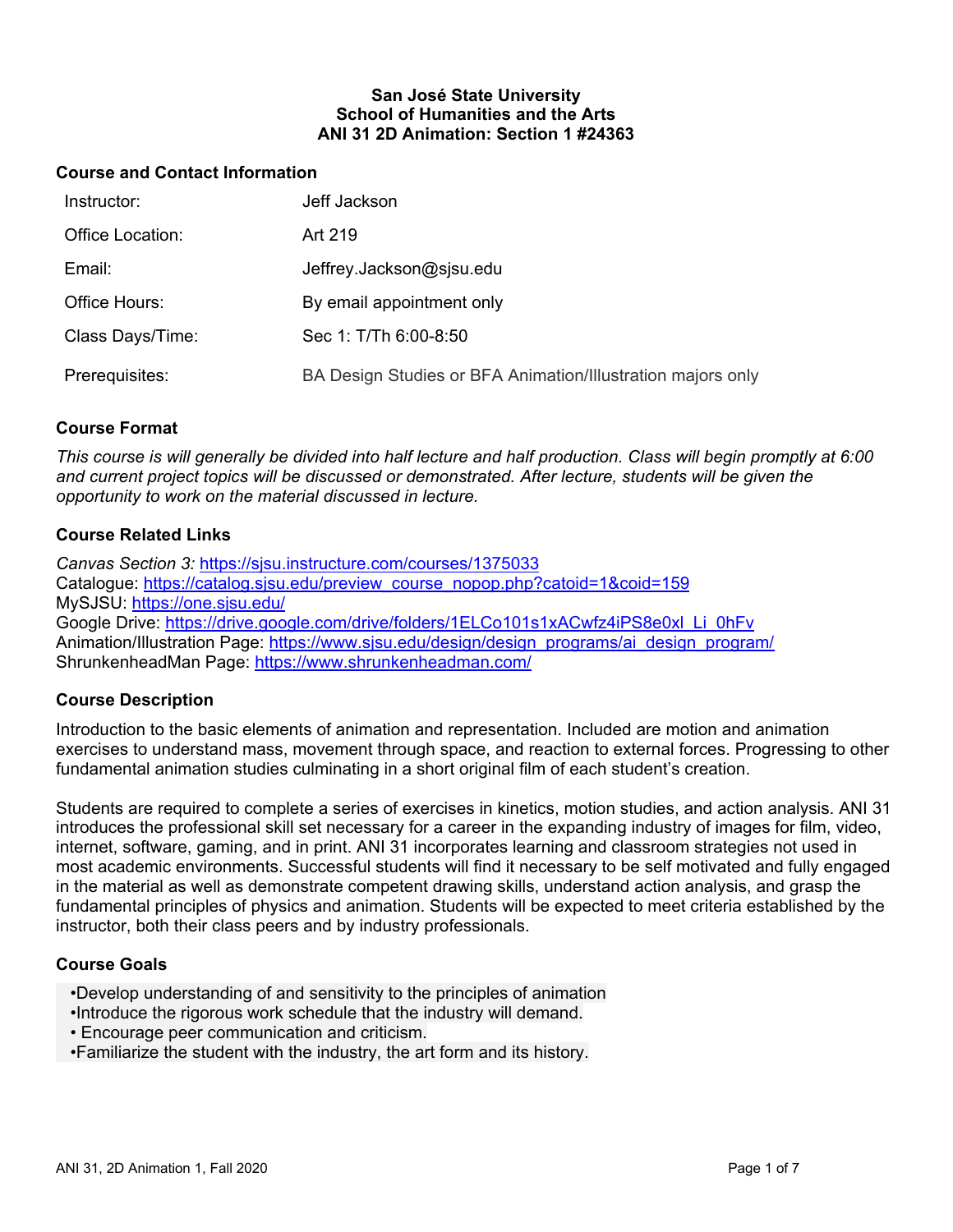**San José State University**
**School of Humanities and the Arts**
**ANI 31 2D Animation: Section 1 #24363**

## Course and Contact Information

| | |
|---|---|
| Instructor: | Jeff Jackson |
| Office Location: | Art 219 |
| Email: | Jeffrey.Jackson@sjsu.edu |
| Office Hours: | By email appointment only |
| Class Days/Time: | Sec 1: T/Th 6:00-8:50 |
| Prerequisites: | BA Design Studies or BFA Animation/Illustration majors only |

## Course Format

*This course is will generally be divided into half lecture and half production. Class will begin promptly at 6:00 and current project topics will be discussed or demonstrated. After lecture, students will be given the opportunity to work on the material discussed in lecture.*

## Course Related Links

*Canvas Section 3:* https://sjsu.instructure.com/courses/1375033
Catalogue: https://catalog.sjsu.edu/preview_course_nopop.php?catoid=1&coid=159
MySJSU: https://one.sjsu.edu/
Google Drive: https://drive.google.com/drive/folders/1ELCo101s1xACwfz4iPS8e0xl_Li_0hFv
Animation/Illustration Page: https://www.sjsu.edu/design/design_programs/ai_design_program/
ShrunkenheadMan Page: https://www.shrunkenheadman.com/

## Course Description

Introduction to the basic elements of animation and representation. Included are motion and animation exercises to understand mass, movement through space, and reaction to external forces. Progressing to other fundamental animation studies culminating in a short original film of each student's creation.

Students are required to complete a series of exercises in kinetics, motion studies, and action analysis. ANI 31 introduces the professional skill set necessary for a career in the expanding industry of images for film, video, internet, software, gaming, and in print. ANI 31 incorporates learning and classroom strategies not used in most academic environments. Successful students will find it necessary to be self motivated and fully engaged in the material as well as demonstrate competent drawing skills, understand action analysis, and grasp the fundamental principles of physics and animation. Students will be expected to meet criteria established by the instructor, both their class peers and by industry professionals.

## Course Goals

- Develop understanding of and sensitivity to the principles of animation
- Introduce the rigorous work schedule that the industry will demand.
- Encourage peer communication and criticism.
- Familiarize the student with the industry, the art form and its history.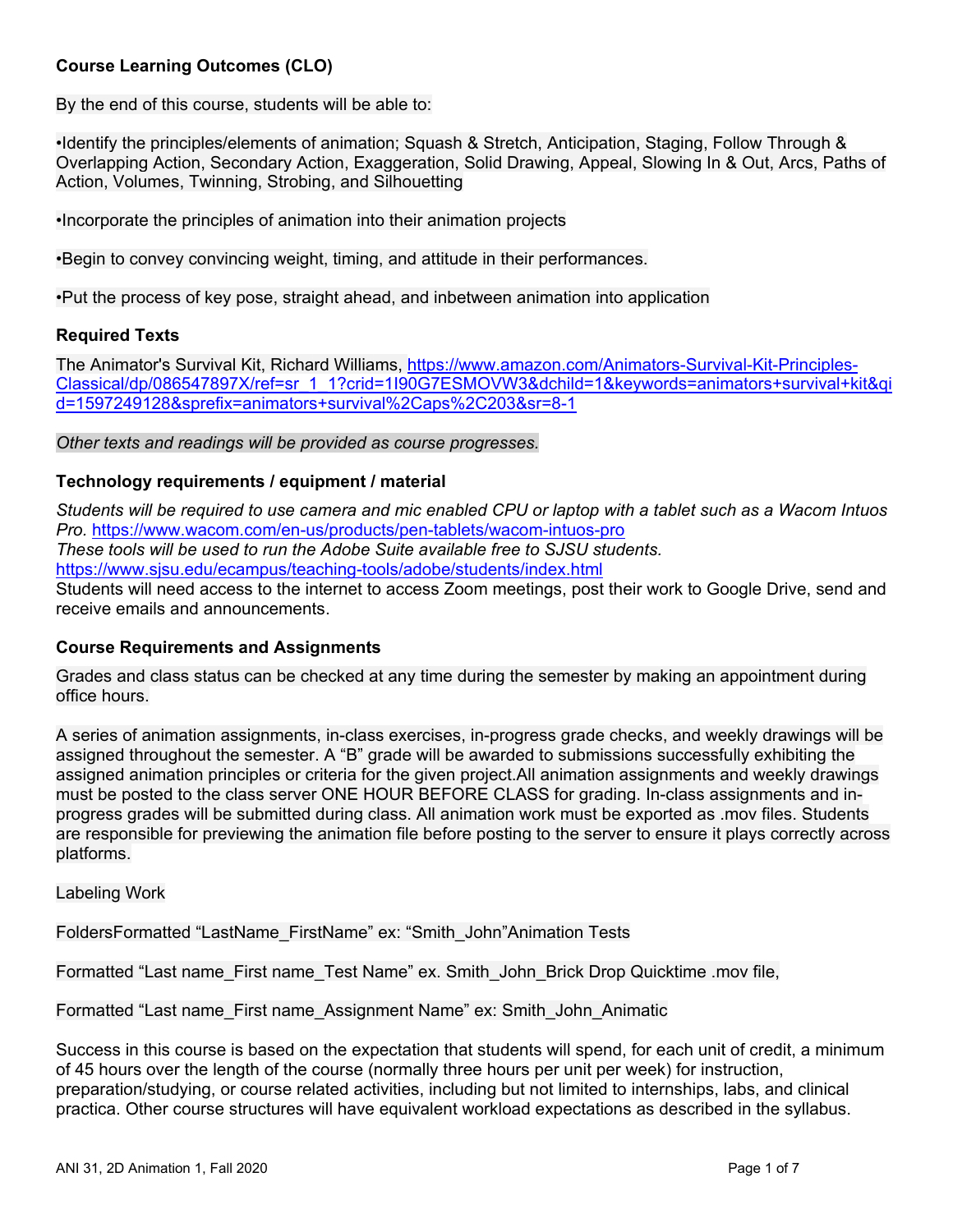**Course Learning Outcomes (CLO)**

By the end of this course, students will be able to:

•Identify the principles/elements of animation; Squash & Stretch, Anticipation, Staging, Follow Through & Overlapping Action, Secondary Action, Exaggeration, Solid Drawing, Appeal, Slowing In & Out, Arcs, Paths of Action, Volumes, Twinning, Strobing, and Silhouetting

•Incorporate the principles of animation into their animation projects

•Begin to convey convincing weight, timing, and attitude in their performances.

•Put the process of key pose, straight ahead, and inbetween animation into application

### Required Texts

The Animator's Survival Kit, Richard Williams, https://www.amazon.com/Animators-Survival-Kit-Principles-Classical/dp/086547897X/ref=sr_1_1?crid=1I90G7ESMOVW3&dchild=1&keywords=animators+survival+kit&qid=1597249128&sprefix=animators+survival%2Caps%2C203&sr=8-1

*Other texts and readings will be provided as course progresses.*

### Technology requirements / equipment / material

*Students will be required to use camera and mic enabled CPU or laptop with a tablet such as a Wacom Intuos Pro.* https://www.wacom.com/en-us/products/pen-tablets/wacom-intuos-pro
*These tools will be used to run the Adobe Suite available free to SJSU students.*
https://www.sjsu.edu/ecampus/teaching-tools/adobe/students/index.html
Students will need access to the internet to access Zoom meetings, post their work to Google Drive, send and receive emails and announcements.

### Course Requirements and Assignments

Grades and class status can be checked at any time during the semester by making an appointment during office hours.

A series of animation assignments, in-class exercises, in-progress grade checks, and weekly drawings will be assigned throughout the semester. A "B" grade will be awarded to submissions successfully exhibiting the assigned animation principles or criteria for the given project.All animation assignments and weekly drawings must be posted to the class server ONE HOUR BEFORE CLASS for grading. In-class assignments and in-progress grades will be submitted during class. All animation work must be exported as .mov files. Students are responsible for previewing the animation file before posting to the server to ensure it plays correctly across platforms.

Labeling Work

FoldersFormatted "LastName_FirstName" ex: "Smith_John"Animation Tests

Formatted "Last name_First name_Test Name" ex. Smith_John_Brick Drop Quicktime .mov file,

Formatted "Last name_First name_Assignment Name" ex: Smith_John_Animatic

Success in this course is based on the expectation that students will spend, for each unit of credit, a minimum of 45 hours over the length of the course (normally three hours per unit per week) for instruction, preparation/studying, or course related activities, including but not limited to internships, labs, and clinical practica. Other course structures will have equivalent workload expectations as described in the syllabus.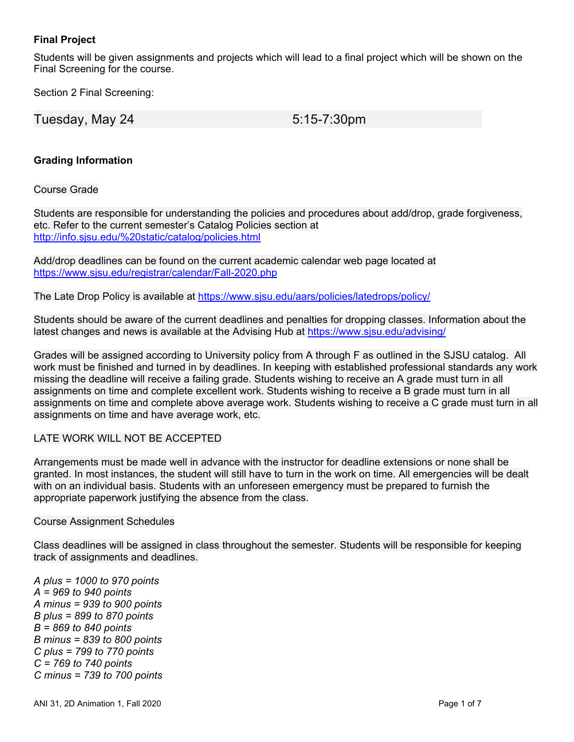**Final Project**

Students will be given assignments and projects which will lead to a final project which will be shown on the Final Screening for the course.

Section 2 Final Screening:

| Tuesday, May 24 | 5:15-7:30pm |
|---|---|

**Grading Information**

Course Grade

Students are responsible for understanding the policies and procedures about add/drop, grade forgiveness, etc. Refer to the current semester's Catalog Policies section at [http://info.sjsu.edu/%20static/catalog/policies.html](http://info.sjsu.edu/%20static/catalog/policies.html)

Add/drop deadlines can be found on the current academic calendar web page located at [https://www.sjsu.edu/registrar/calendar/Fall-2020.php](https://www.sjsu.edu/registrar/calendar/Fall-2020.php)

The Late Drop Policy is available at [https://www.sjsu.edu/aars/policies/latedrops/policy/](https://www.sjsu.edu/aars/policies/latedrops/policy/)

Students should be aware of the current deadlines and penalties for dropping classes. Information about the latest changes and news is available at the Advising Hub at [https://www.sjsu.edu/advising/](https://www.sjsu.edu/advising/)

Grades will be assigned according to University policy from A through F as outlined in the SJSU catalog. All work must be finished and turned in by deadlines. In keeping with established professional standards any work missing the deadline will receive a failing grade. Students wishing to receive an A grade must turn in all assignments on time and complete excellent work. Students wishing to receive a B grade must turn in all assignments on time and complete above average work. Students wishing to receive a C grade must turn in all assignments on time and have average work, etc.

LATE WORK WILL NOT BE ACCEPTED

Arrangements must be made well in advance with the instructor for deadline extensions or none shall be granted. In most instances, the student will still have to turn in the work on time. All emergencies will be dealt with on an individual basis. Students with an unforeseen emergency must be prepared to furnish the appropriate paperwork justifying the absence from the class.

Course Assignment Schedules

Class deadlines will be assigned in class throughout the semester. Students will be responsible for keeping track of assignments and deadlines.

*A plus = 1000 to 970 points*
*A = 969 to 940 points*
*A minus = 939 to 900 points*
*B plus = 899 to 870 points*
*B = 869 to 840 points*
*B minus = 839 to 800 points*
*C plus = 799 to 770 points*
*C = 769 to 740 points*
*C minus = 739 to 700 points*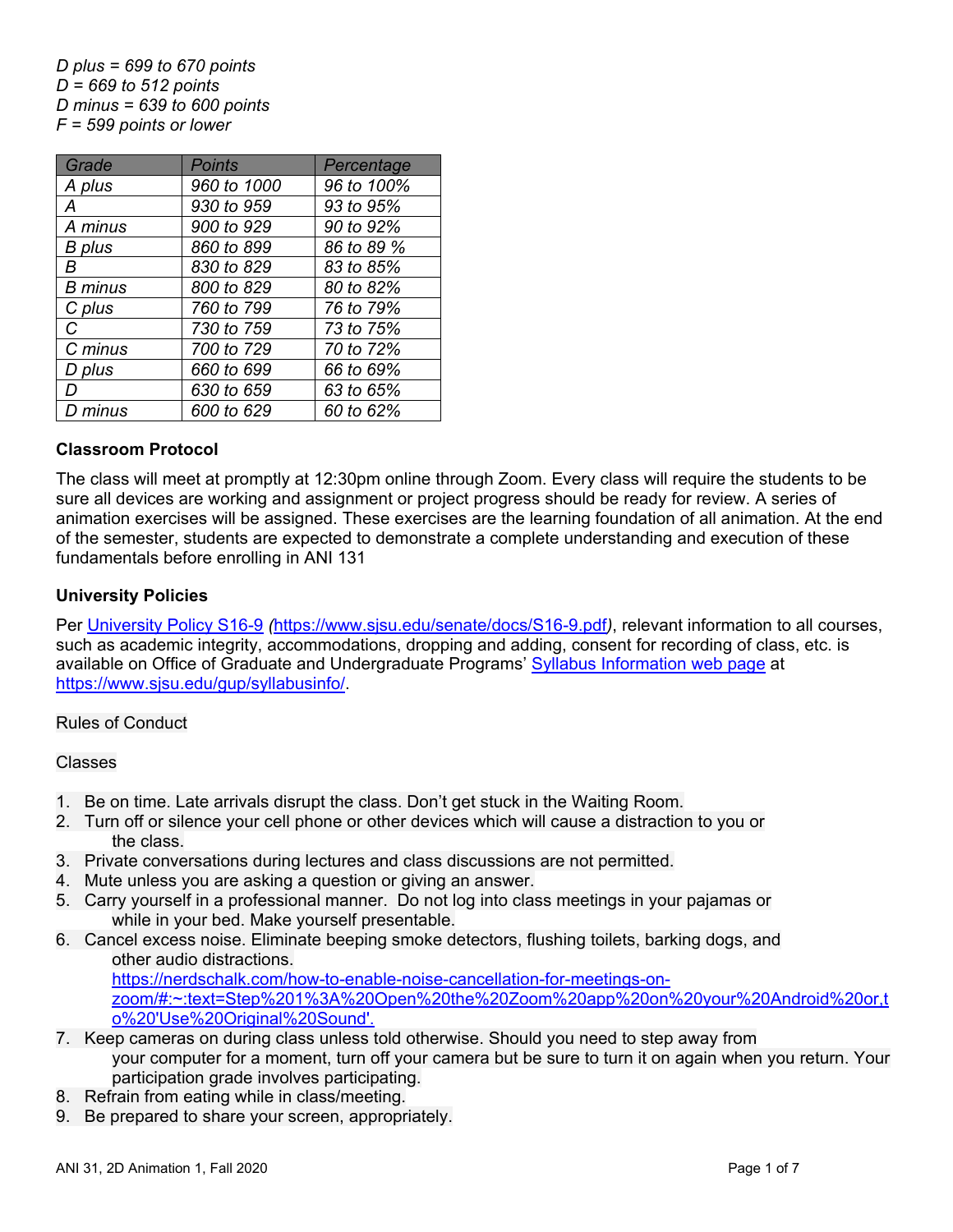*D plus = 699 to 670 points*
*D = 669 to 512 points*
*D minus = 639 to 600 points*
*F = 599 points or lower*

| *Grade* | *Points* | *Percentage* |
|---|---|---|
| *A plus* | *960 to 1000* | *96 to 100%* |
| *A* | *930 to 959* | *93 to 95%* |
| *A minus* | *900 to 929* | *90 to 92%* |
| *B plus* | *860 to 899* | *86 to 89 %* |
| *B* | *830 to 829* | *83 to 85%* |
| *B minus* | *800 to 829* | *80 to 82%* |
| *C plus* | *760 to 799* | *76 to 79%* |
| *C* | *730 to 759* | *73 to 75%* |
| *C minus* | *700 to 729* | *70 to 72%* |
| *D plus* | *660 to 699* | *66 to 69%* |
| *D* | *630 to 659* | *63 to 65%* |
| *D minus* | *600 to 629* | *60 to 62%* |

### Classroom Protocol

The class will meet at promptly at 12:30pm online through Zoom. Every class will require the students to be sure all devices are working and assignment or project progress should be ready for review. A series of animation exercises will be assigned. These exercises are the learning foundation of all animation. At the end of the semester, students are expected to demonstrate a complete understanding and execution of these fundamentals before enrolling in ANI 131

### University Policies

Per University Policy S16-9 *(*https://www.sjsu.edu/senate/docs/S16-9.pdf*)*, relevant information to all courses, such as academic integrity, accommodations, dropping and adding, consent for recording of class, etc. is available on Office of Graduate and Undergraduate Programs' Syllabus Information web page at https://www.sjsu.edu/gup/syllabusinfo/.

Rules of Conduct

Classes

1. Be on time. Late arrivals disrupt the class. Don't get stuck in the Waiting Room.
2. Turn off or silence your cell phone or other devices which will cause a distraction to you or the class.
3. Private conversations during lectures and class discussions are not permitted.
4. Mute unless you are asking a question or giving an answer.
5. Carry yourself in a professional manner. Do not log into class meetings in your pajamas or while in your bed. Make yourself presentable.
6. Cancel excess noise. Eliminate beeping smoke detectors, flushing toilets, barking dogs, and other audio distractions. https://nerdschalk.com/how-to-enable-noise-cancellation-for-meetings-on-zoom/#:~:text=Step%201%3A%20Open%20the%20Zoom%20app%20on%20your%20Android%20or,to%20'Use%20Original%20Sound'.
7. Keep cameras on during class unless told otherwise. Should you need to step away from your computer for a moment, turn off your camera but be sure to turn it on again when you return. Your participation grade involves participating.
8. Refrain from eating while in class/meeting.
9. Be prepared to share your screen, appropriately.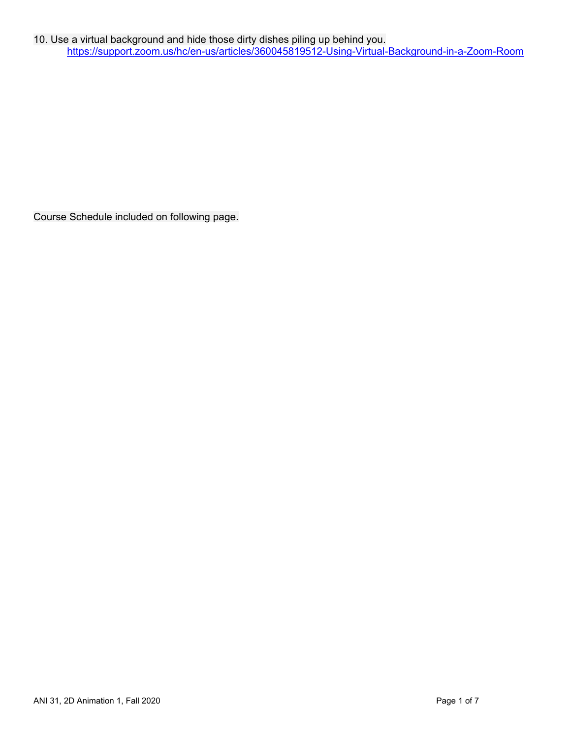10. Use a virtual background and hide those dirty dishes piling up behind you.
    https://support.zoom.us/hc/en-us/articles/360045819512-Using-Virtual-Background-in-a-Zoom-Room

Course Schedule included on following page.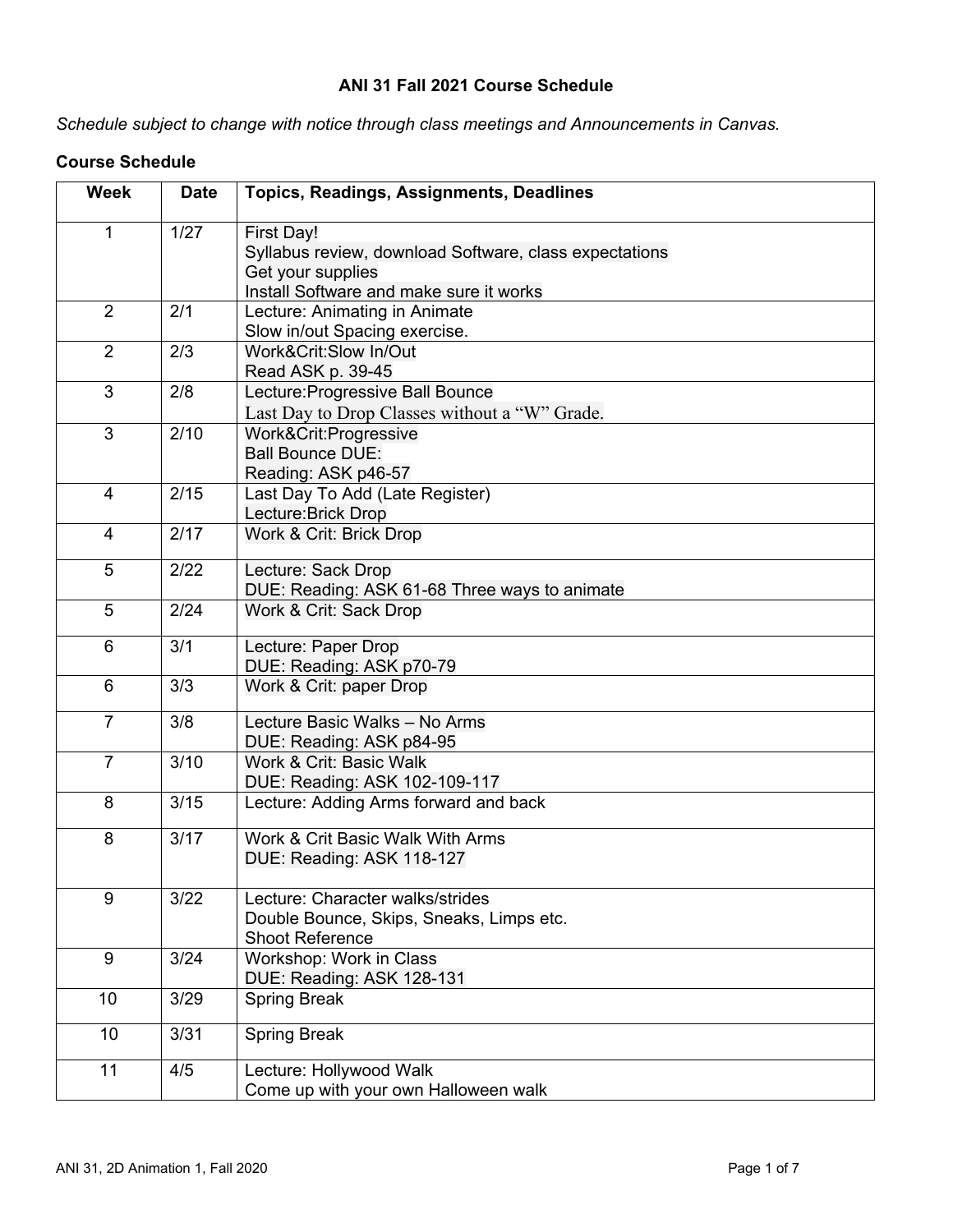**ANI 31 Fall 2021 Course Schedule**

*Schedule subject to change with notice through class meetings and Announcements in Canvas.*

**Course Schedule**

| Week | Date | Topics, Readings, Assignments, Deadlines |
|---|---|---|
| 1 | 1/27 | First Day!<br>Syllabus review, download Software, class expectations<br>Get your supplies<br>Install Software and make sure it works |
| 2 | 2/1 | Lecture: Animating in Animate<br>Slow in/out Spacing exercise. |
| 2 | 2/3 | Work&Crit:Slow In/Out<br>Read ASK p. 39-45 |
| 3 | 2/8 | Lecture:Progressive Ball Bounce<br>Last Day to Drop Classes without a "W" Grade. |
| 3 | 2/10 | Work&Crit:Progressive<br>Ball Bounce DUE:<br>Reading: ASK p46-57 |
| 4 | 2/15 | Last Day To Add (Late Register)<br>Lecture:Brick Drop |
| 4 | 2/17 | Work & Crit: Brick Drop |
| 5 | 2/22 | Lecture: Sack Drop<br>DUE: Reading: ASK 61-68 Three ways to animate |
| 5 | 2/24 | Work & Crit: Sack Drop |
| 6 | 3/1 | Lecture: Paper Drop<br>DUE: Reading: ASK p70-79 |
| 6 | 3/3 | Work & Crit: paper Drop |
| 7 | 3/8 | Lecture Basic Walks – No Arms<br>DUE: Reading: ASK p84-95 |
| 7 | 3/10 | Work & Crit: Basic Walk<br>DUE: Reading: ASK 102-109-117 |
| 8 | 3/15 | Lecture: Adding Arms forward and back |
| 8 | 3/17 | Work & Crit Basic Walk With Arms<br>DUE: Reading: ASK 118-127 |
| 9 | 3/22 | Lecture: Character walks/strides<br>Double Bounce, Skips, Sneaks, Limps etc.<br>Shoot Reference |
| 9 | 3/24 | Workshop: Work in Class<br>DUE: Reading: ASK 128-131 |
| 10 | 3/29 | Spring Break |
| 10 | 3/31 | Spring Break |
| 11 | 4/5 | Lecture: Hollywood Walk<br>Come up with your own Halloween walk |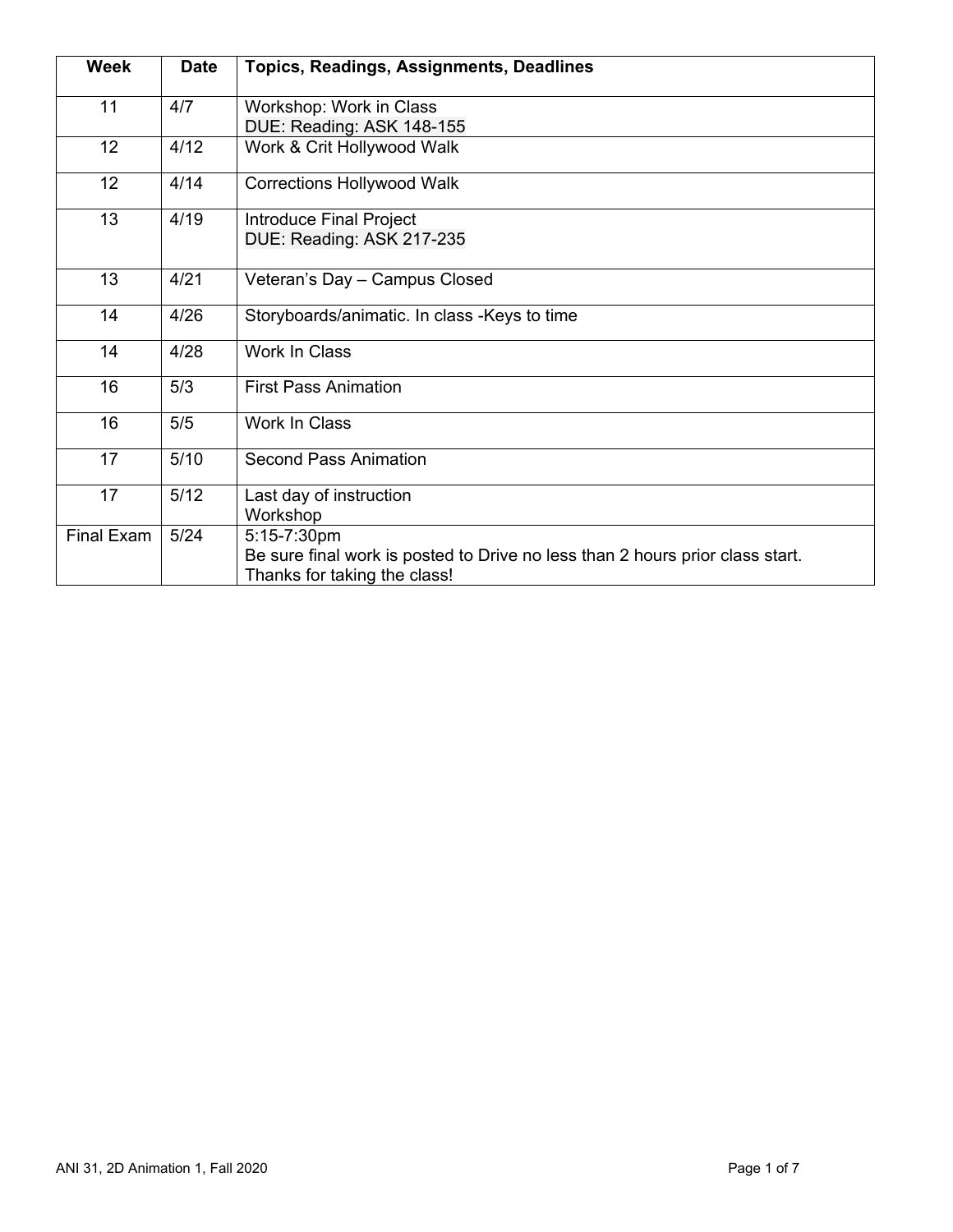| Week | Date | Topics, Readings, Assignments, Deadlines |
| --- | --- | --- |
| 11 | 4/7 | Workshop: Work in Class<br>DUE: Reading: ASK 148-155 |
| 12 | 4/12 | Work & Crit Hollywood Walk |
| 12 | 4/14 | Corrections Hollywood Walk |
| 13 | 4/19 | Introduce Final Project<br>DUE: Reading: ASK 217-235 |
| 13 | 4/21 | Veteran's Day – Campus Closed |
| 14 | 4/26 | Storyboards/animatic. In class -Keys to time |
| 14 | 4/28 | Work In Class |
| 16 | 5/3 | First Pass Animation |
| 16 | 5/5 | Work In Class |
| 17 | 5/10 | Second Pass Animation |
| 17 | 5/12 | Last day of instruction<br>Workshop |
| Final Exam | 5/24 | 5:15-7:30pm<br>Be sure final work is posted to Drive no less than 2 hours prior class start.<br>Thanks for taking the class! |